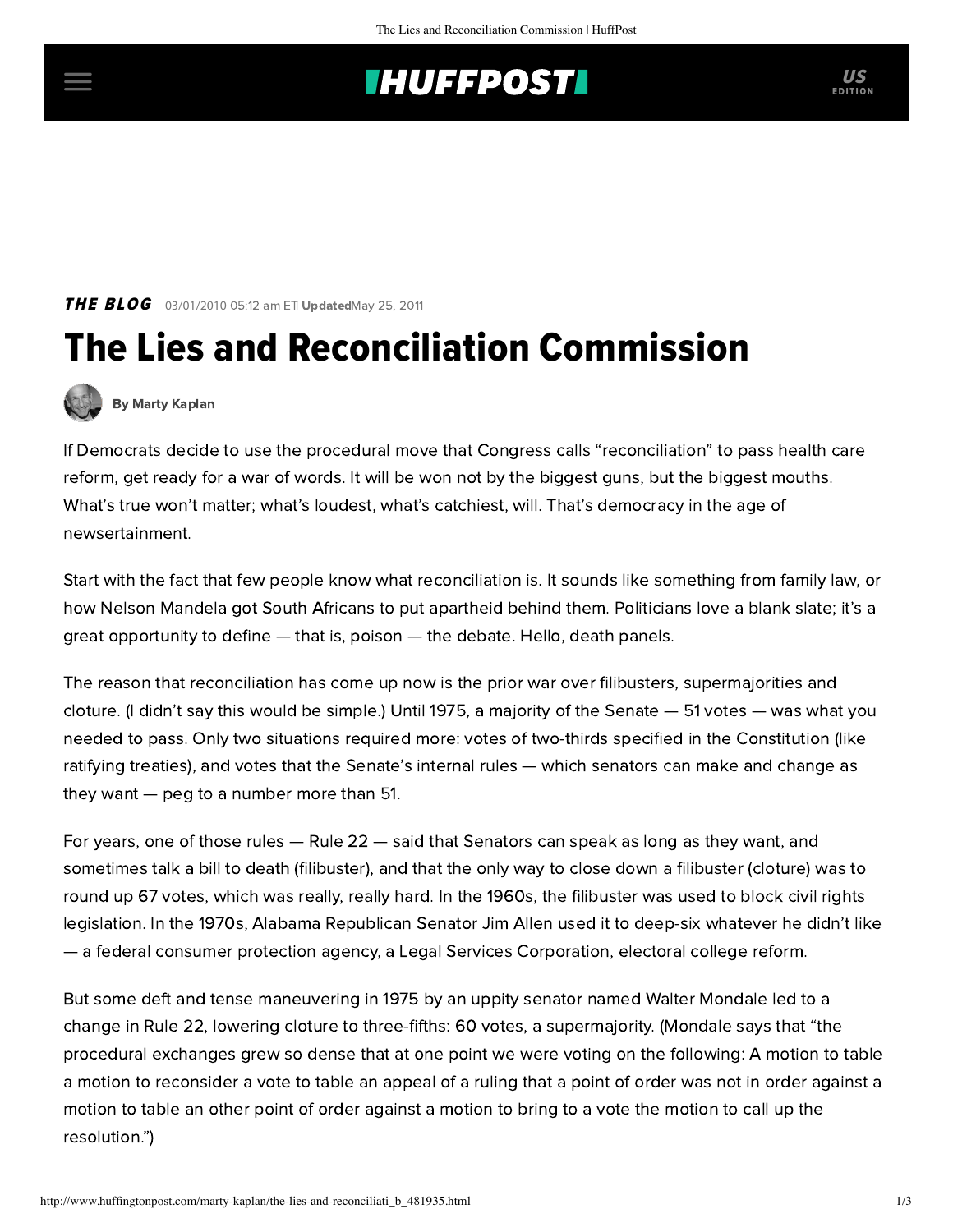**THE BLOG** 03/01/2010 05:12 am ET | **Updated** May 25, 2011

# The Lies and Reconciliation Commission

**By Marty Kaplan**

If Democrats decide to use the procedural move that Congress calls "reconciliation" to pass health care reform, get ready for a war of words. It will be won not by the biggest guns, but the biggest mouths. What's true won't matter; what's loudest, what's catchiest, will. That's democracy in the age of newsertainment.

Start with the fact that few people know what reconciliation is. It sounds like something from family law, or how Nelson Mandela got South Africans to put apartheid behind them. Politicians love a blank slate; it's a great opportunity to define — that is, poison — the debate. Hello, death panels.

The reason that reconciliation has come up now is the prior war over filibusters, supermajorities and cloture. (I didn't say this would be simple.) Until 1975, a majority of the Senate — 51 votes — was what you needed to pass. Only two situations required more: votes of two-thirds specified in the Constitution (like ratifying treaties), and votes that the Senate's internal rules — which senators can make and change as they want — peg to a number more than 51.

For years, one of those rules — Rule 22 — said that Senators can speak as long as they want, and sometimes talk a bill to death (filibuster), and that the only way to close down a filibuster (cloture) was to round up 67 votes, which was really, really hard. In the 1960s, the filibuster was used to block civil rights legislation. In the 1970s, Alabama Republican Senator Jim Allen used it to deep-six whatever he didn't like — a federal consumer protection agency, a Legal Services Corporation, electoral college reform.

But some deft and tense maneuvering in 1975 by an uppity senator named Walter Mondale led to a change in Rule 22, lowering cloture to three-fifths: 60 votes, a supermajority. (Mondale says that "the procedural exchanges grew so dense that at one point we were voting on the following: A motion to table a motion to reconsider a vote to table an appeal of a ruling that a point of order was not in order against a motion to table an other point of order against a motion to bring to a vote the motion to call up the resolution.")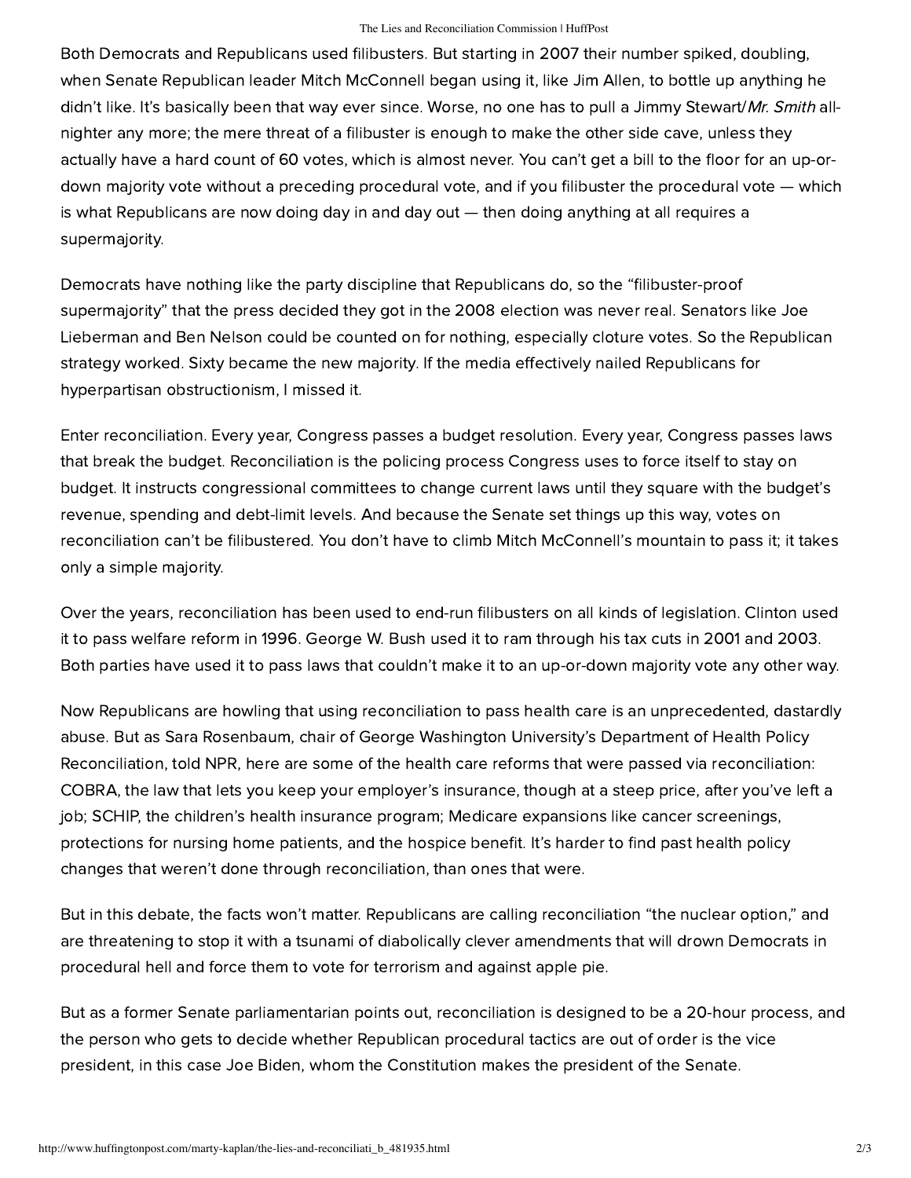Both Democrats and Republicans used filibusters. But starting in 2007 their number spiked, doubling, when Senate Republican leader Mitch McConnell began using it, like Jim Allen, to bottle up anything he didn't like. It's basically been that way ever since. Worse, no one has to pull a Jimmy Stewart/*Mr. Smith* all-nighter any more; the mere threat of a filibuster is enough to make the other side cave, unless they actually have a hard count of 60 votes, which is almost never. You can't get a bill to the floor for an up-or-down majority vote without a preceding procedural vote, and if you filibuster the procedural vote — which is what Republicans are now doing day in and day out — then doing anything at all requires a supermajority.

Democrats have nothing like the party discipline that Republicans do, so the "filibuster-proof supermajority" that the press decided they got in the 2008 election was never real. Senators like Joe Lieberman and Ben Nelson could be counted on for nothing, especially cloture votes. So the Republican strategy worked. Sixty became the new majority. If the media effectively nailed Republicans for hyperpartisan obstructionism, I missed it.

Enter reconciliation. Every year, Congress passes a budget resolution. Every year, Congress passes laws that break the budget. Reconciliation is the policing process Congress uses to force itself to stay on budget. It instructs congressional committees to change current laws until they square with the budget's revenue, spending and debt-limit levels. And because the Senate set things up this way, votes on reconciliation can't be filibustered. You don't have to climb Mitch McConnell's mountain to pass it; it takes only a simple majority.

Over the years, reconciliation has been used to end-run filibusters on all kinds of legislation. Clinton used it to pass welfare reform in 1996. George W. Bush used it to ram through his tax cuts in 2001 and 2003. Both parties have used it to pass laws that couldn't make it to an up-or-down majority vote any other way.

Now Republicans are howling that using reconciliation to pass health care is an unprecedented, dastardly abuse. But as Sara Rosenbaum, chair of George Washington University's Department of Health Policy Reconciliation, told NPR, here are some of the health care reforms that were passed via reconciliation: COBRA, the law that lets you keep your employer's insurance, though at a steep price, after you've left a job; SCHIP, the children's health insurance program; Medicare expansions like cancer screenings, protections for nursing home patients, and the hospice benefit. It's harder to find past health policy changes that weren't done through reconciliation, than ones that were.

But in this debate, the facts won't matter. Republicans are calling reconciliation "the nuclear option," and are threatening to stop it with a tsunami of diabolically clever amendments that will drown Democrats in procedural hell and force them to vote for terrorism and against apple pie.

But as a former Senate parliamentarian points out, reconciliation is designed to be a 20-hour process, and the person who gets to decide whether Republican procedural tactics are out of order is the vice president, in this case Joe Biden, whom the Constitution makes the president of the Senate.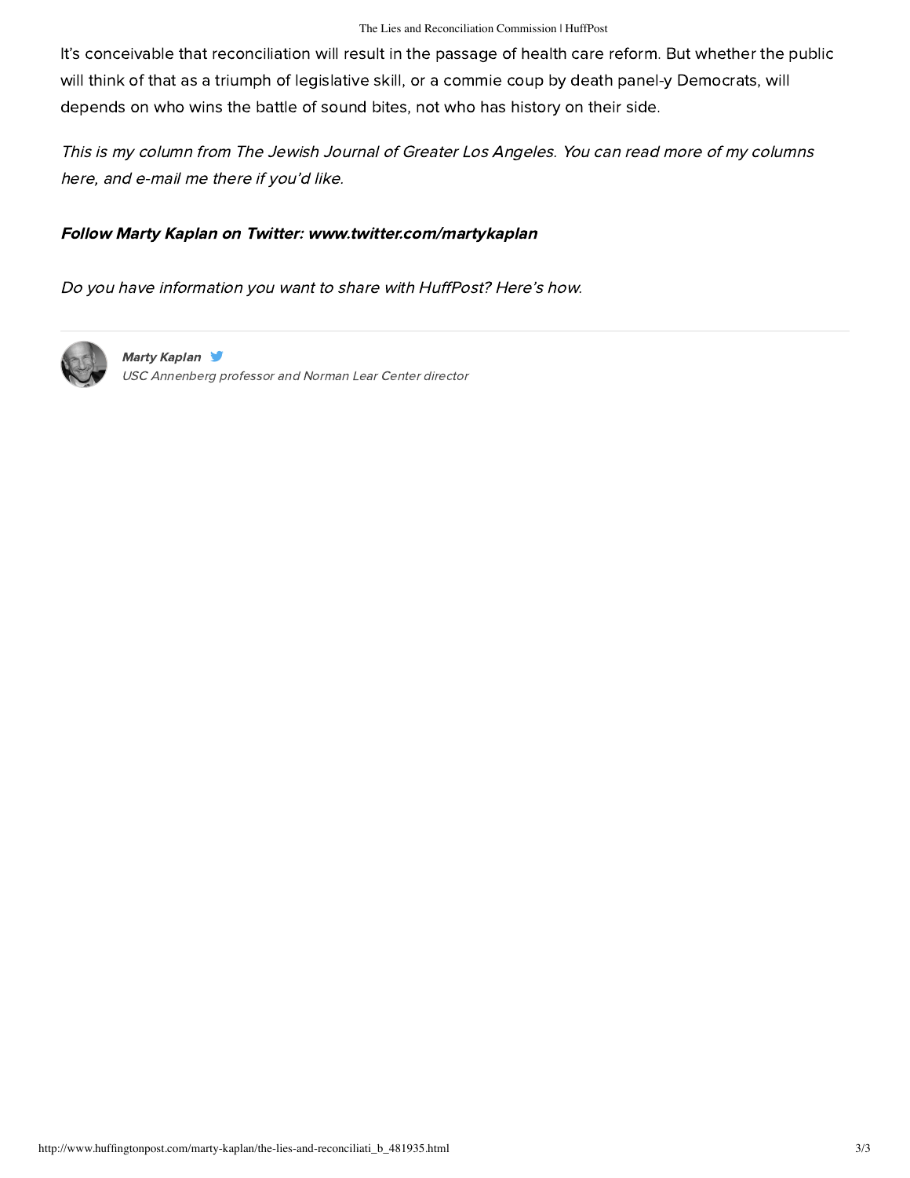It's conceivable that reconciliation will result in the passage of health care reform. But whether the public will think of that as a triumph of legislative skill, or a commie coup by death panel-y Democrats, will depends on who wins the battle of sound bites, not who has history on their side.

*This is my column from The Jewish Journal of Greater Los Angeles. You can read more of my columns here, and e-mail me there if you'd like.*

***Follow Marty Kaplan on Twitter: www.twitter.com/martykaplan***

*Do you have information you want to share with HuffPost? Here's how.*

---

***Marty Kaplan***
*USC Annenberg professor and Norman Lear Center director*